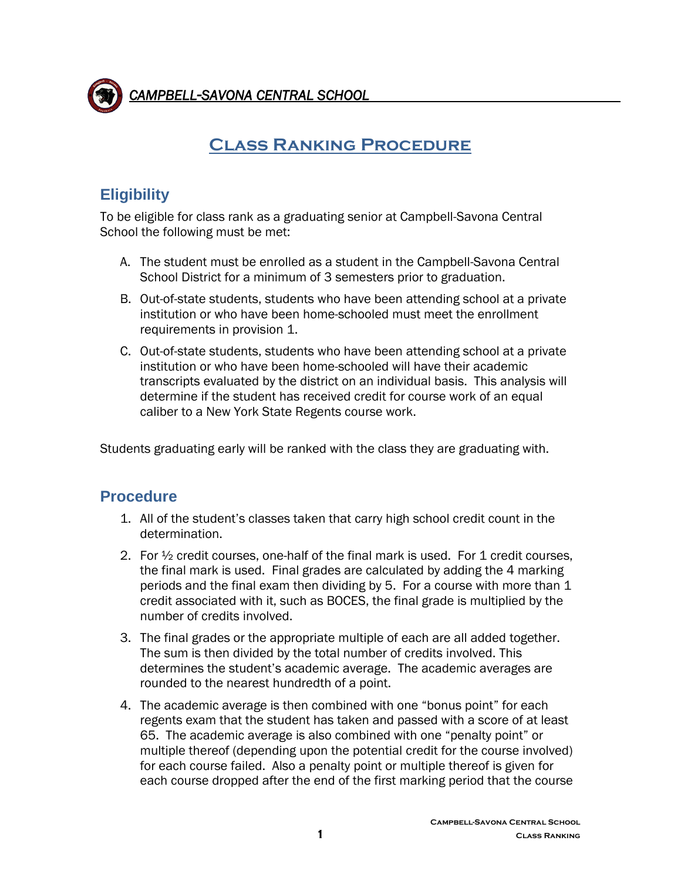*CAMPBELL-SAVONA CENTRAL SCHOOL*

# Class Ranking Procedure

## Eligibility

To be eligible for class rank as a graduating senior at Campbell-Savona Central School the following must be met:

A. The student must be enrolled as a student in the Campbell-Savona Central School District for a minimum of 3 semesters prior to graduation.

B. Out-of-state students, students who have been attending school at a private institution or who have been home-schooled must meet the enrollment requirements in provision 1.

C. Out-of-state students, students who have been attending school at a private institution or who have been home-schooled will have their academic transcripts evaluated by the district on an individual basis. This analysis will determine if the student has received credit for course work of an equal caliber to a New York State Regents course work.

Students graduating early will be ranked with the class they are graduating with.

## Procedure

1. All of the student's classes taken that carry high school credit count in the determination.
2. For ½ credit courses, one-half of the final mark is used. For 1 credit courses, the final mark is used. Final grades are calculated by adding the 4 marking periods and the final exam then dividing by 5. For a course with more than 1 credit associated with it, such as BOCES, the final grade is multiplied by the number of credits involved.
3. The final grades or the appropriate multiple of each are all added together. The sum is then divided by the total number of credits involved. This determines the student's academic average. The academic averages are rounded to the nearest hundredth of a point.
4. The academic average is then combined with one "bonus point" for each regents exam that the student has taken and passed with a score of at least 65. The academic average is also combined with one "penalty point" or multiple thereof (depending upon the potential credit for the course involved) for each course failed. Also a penalty point or multiple thereof is given for each course dropped after the end of the first marking period that the course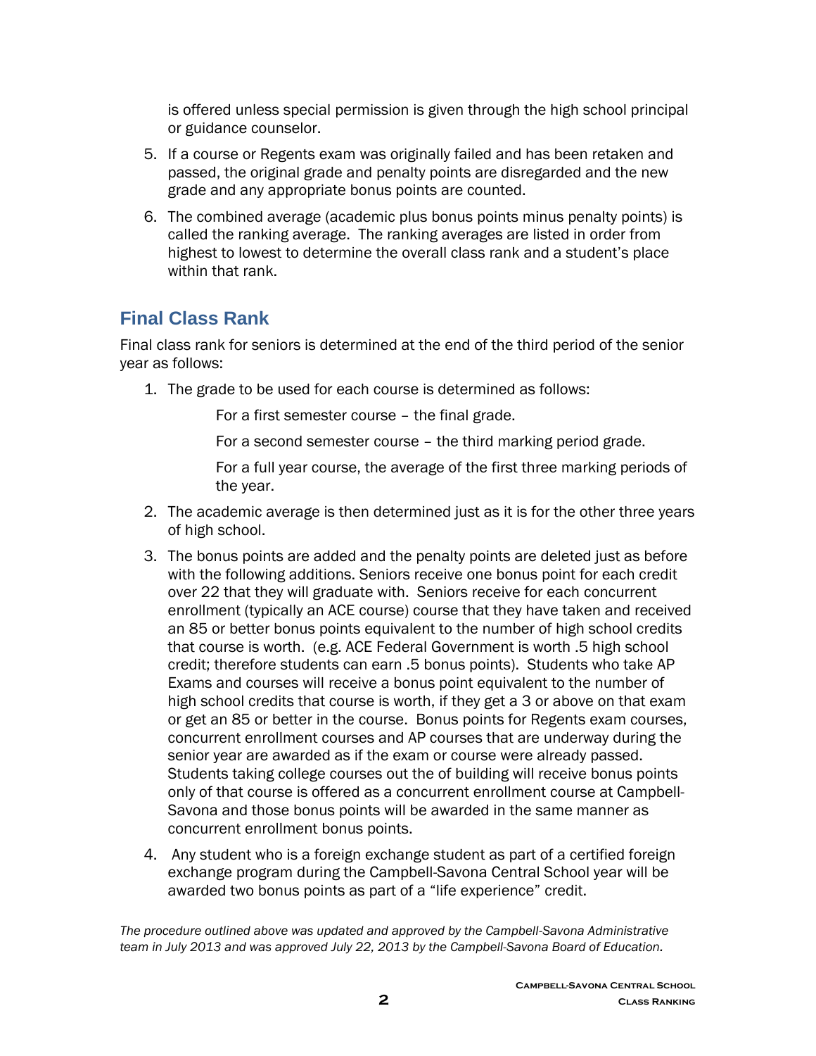is offered unless special permission is given through the high school principal or guidance counselor.

5. If a course or Regents exam was originally failed and has been retaken and passed, the original grade and penalty points are disregarded and the new grade and any appropriate bonus points are counted.
6. The combined average (academic plus bonus points minus penalty points) is called the ranking average. The ranking averages are listed in order from highest to lowest to determine the overall class rank and a student's place within that rank.

## Final Class Rank

Final class rank for seniors is determined at the end of the third period of the senior year as follows:

1. The grade to be used for each course is determined as follows:

   For a first semester course – the final grade.

   For a second semester course – the third marking period grade.

   For a full year course, the average of the first three marking periods of the year.

2. The academic average is then determined just as it is for the other three years of high school.
3. The bonus points are added and the penalty points are deleted just as before with the following additions. Seniors receive one bonus point for each credit over 22 that they will graduate with. Seniors receive for each concurrent enrollment (typically an ACE course) course that they have taken and received an 85 or better bonus points equivalent to the number of high school credits that course is worth. (e.g. ACE Federal Government is worth .5 high school credit; therefore students can earn .5 bonus points). Students who take AP Exams and courses will receive a bonus point equivalent to the number of high school credits that course is worth, if they get a 3 or above on that exam or get an 85 or better in the course. Bonus points for Regents exam courses, concurrent enrollment courses and AP courses that are underway during the senior year are awarded as if the exam or course were already passed. Students taking college courses out the of building will receive bonus points only of that course is offered as a concurrent enrollment course at Campbell-Savona and those bonus points will be awarded in the same manner as concurrent enrollment bonus points.
4. Any student who is a foreign exchange student as part of a certified foreign exchange program during the Campbell-Savona Central School year will be awarded two bonus points as part of a "life experience" credit.

*The procedure outlined above was updated and approved by the Campbell-Savona Administrative team in July 2013 and was approved July 22, 2013 by the Campbell-Savona Board of Education.*